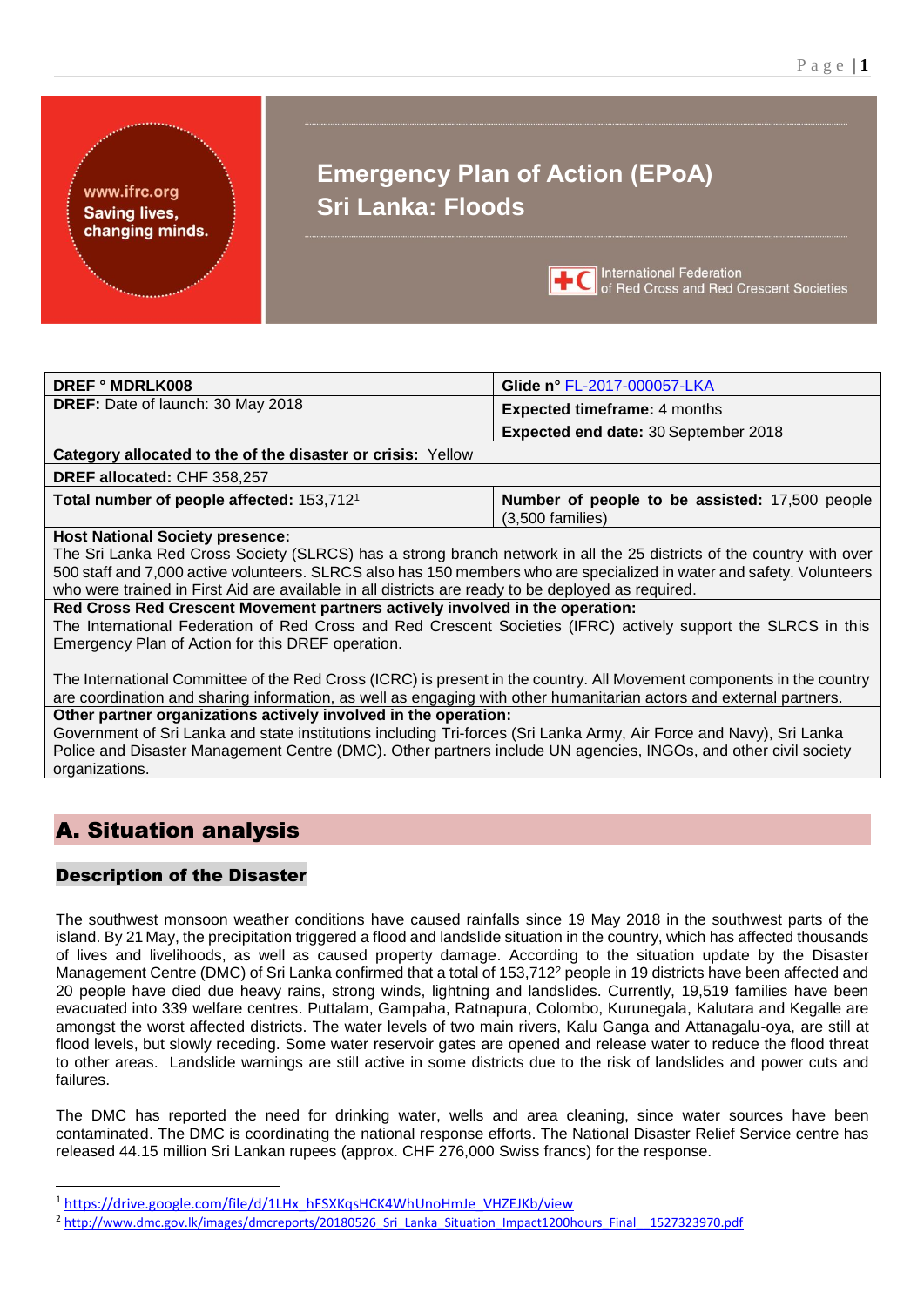www.ifrc.org
Saving lives, changing minds.

# Emergency Plan of Action (EPoA) Sri Lanka: Floods

International Federation of Red Cross and Red Crescent Societies

| | |
|---|---|
| **DREF ° MDRLK008** | **Glide n°** FL-2017-000057-LKA |
| **DREF:** Date of launch: 30 May 2018 | **Expected timeframe:** 4 months<br>**Expected end date:** 30 September 2018 |
| **Category allocated to the of the disaster or crisis:** Yellow | |
| **DREF allocated:** CHF 358,257 | |
| **Total number of people affected:** 153,712[1] | **Number of people to be assisted:** 17,500 people (3,500 families) |
| **Host National Society presence:**<br>The Sri Lanka Red Cross Society (SLRCS) has a strong branch network in all the 25 districts of the country with over 500 staff and 7,000 active volunteers. SLRCS also has 150 members who are specialized in water and safety. Volunteers who were trained in First Aid are available in all districts are ready to be deployed as required. | |
| **Red Cross Red Crescent Movement partners actively involved in the operation:**<br>The International Federation of Red Cross and Red Crescent Societies (IFRC) actively support the SLRCS in this Emergency Plan of Action for this DREF operation.<br><br>The International Committee of the Red Cross (ICRC) is present in the country. All Movement components in the country are coordination and sharing information, as well as engaging with other humanitarian actors and external partners. | |
| **Other partner organizations actively involved in the operation:**<br>Government of Sri Lanka and state institutions including Tri-forces (Sri Lanka Army, Air Force and Navy), Sri Lanka Police and Disaster Management Centre (DMC). Other partners include UN agencies, INGOs, and other civil society organizations. | |

## A. Situation analysis

### Description of the Disaster

The southwest monsoon weather conditions have caused rainfalls since 19 May 2018 in the southwest parts of the island. By 21 May, the precipitation triggered a flood and landslide situation in the country, which has affected thousands of lives and livelihoods, as well as caused property damage. According to the situation update by the Disaster Management Centre (DMC) of Sri Lanka confirmed that a total of 153,712[2] people in 19 districts have been affected and 20 people have died due heavy rains, strong winds, lightning and landslides. Currently, 19,519 families have been evacuated into 339 welfare centres. Puttalam, Gampaha, Ratnapura, Colombo, Kurunegala, Kalutara and Kegalle are amongst the worst affected districts. The water levels of two main rivers, Kalu Ganga and Attanagalu-oya, are still at flood levels, but slowly receding. Some water reservoir gates are opened and release water to reduce the flood threat to other areas. Landslide warnings are still active in some districts due to the risk of landslides and power cuts and failures.

The DMC has reported the need for drinking water, wells and area cleaning, since water sources have been contaminated. The DMC is coordinating the national response efforts. The National Disaster Relief Service centre has released 44.15 million Sri Lankan rupees (approx. CHF 276,000 Swiss francs) for the response.

[1] https://drive.google.com/file/d/1LHx_hFSXKqsHCK4WhUnoHmJe_VHZEJKb/view
[2] http://www.dmc.gov.lk/images/dmcreports/20180526_Sri_Lanka_Situation_Impact1200hours_Final__1527323970.pdf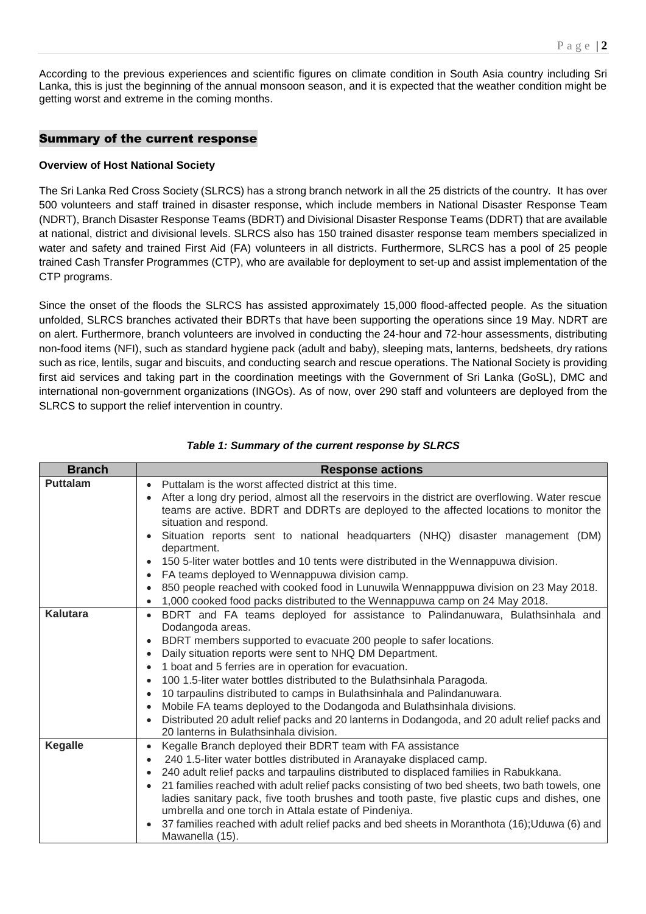According to the previous experiences and scientific figures on climate condition in South Asia country including Sri Lanka, this is just the beginning of the annual monsoon season, and it is expected that the weather condition might be getting worst and extreme in the coming months.

## Summary of the current response

**Overview of Host National Society**

The Sri Lanka Red Cross Society (SLRCS) has a strong branch network in all the 25 districts of the country. It has over 500 volunteers and staff trained in disaster response, which include members in National Disaster Response Team (NDRT), Branch Disaster Response Teams (BDRT) and Divisional Disaster Response Teams (DDRT) that are available at national, district and divisional levels. SLRCS also has 150 trained disaster response team members specialized in water and safety and trained First Aid (FA) volunteers in all districts. Furthermore, SLRCS has a pool of 25 people trained Cash Transfer Programmes (CTP), who are available for deployment to set-up and assist implementation of the CTP programs.

Since the onset of the floods the SLRCS has assisted approximately 15,000 flood-affected people. As the situation unfolded, SLRCS branches activated their BDRTs that have been supporting the operations since 19 May. NDRT are on alert. Furthermore, branch volunteers are involved in conducting the 24-hour and 72-hour assessments, distributing non-food items (NFI), such as standard hygiene pack (adult and baby), sleeping mats, lanterns, bedsheets, dry rations such as rice, lentils, sugar and biscuits, and conducting search and rescue operations. The National Society is providing first aid services and taking part in the coordination meetings with the Government of Sri Lanka (GoSL), DMC and international non-government organizations (INGOs). As of now, over 290 staff and volunteers are deployed from the SLRCS to support the relief intervention in country.

***Table 1: Summary of the current response by SLRCS***

| Branch | Response actions |
|---|---|
| **Puttalam** | • Puttalam is the worst affected district at this time.<br>• After a long dry period, almost all the reservoirs in the district are overflowing. Water rescue teams are active. BDRT and DDRTs are deployed to the affected locations to monitor the situation and respond.<br>• Situation reports sent to national headquarters (NHQ) disaster management (DM) department.<br>• 150 5-liter water bottles and 10 tents were distributed in the Wennappuwa division.<br>• FA teams deployed to Wennappuwa division camp.<br>• 850 people reached with cooked food in Lunuwila Wennapppuwa division on 23 May 2018.<br>• 1,000 cooked food packs distributed to the Wennappuwa camp on 24 May 2018. |
| **Kalutara** | • BDRT and FA teams deployed for assistance to Palindanuwara, Bulathsinhala and Dodangoda areas.<br>• BDRT members supported to evacuate 200 people to safer locations.<br>• Daily situation reports were sent to NHQ DM Department.<br>• 1 boat and 5 ferries are in operation for evacuation.<br>• 100 1.5-liter water bottles distributed to the Bulathsinhala Paragoda.<br>• 10 tarpaulins distributed to camps in Bulathsinhala and Palindanuwara.<br>• Mobile FA teams deployed to the Dodangoda and Bulathsinhala divisions.<br>• Distributed 20 adult relief packs and 20 lanterns in Dodangoda, and 20 adult relief packs and 20 lanterns in Bulathsinhala division. |
| **Kegalle** | • Kegalle Branch deployed their BDRT team with FA assistance<br>• 240 1.5-liter water bottles distributed in Aranayake displaced camp.<br>• 240 adult relief packs and tarpaulins distributed to displaced families in Rabukkana.<br>• 21 families reached with adult relief packs consisting of two bed sheets, two bath towels, one ladies sanitary pack, five tooth brushes and tooth paste, five plastic cups and dishes, one umbrella and one torch in Attala estate of Pindeniya.<br>• 37 families reached with adult relief packs and bed sheets in Moranthota (16);Uduwa (6) and Mawanella (15). |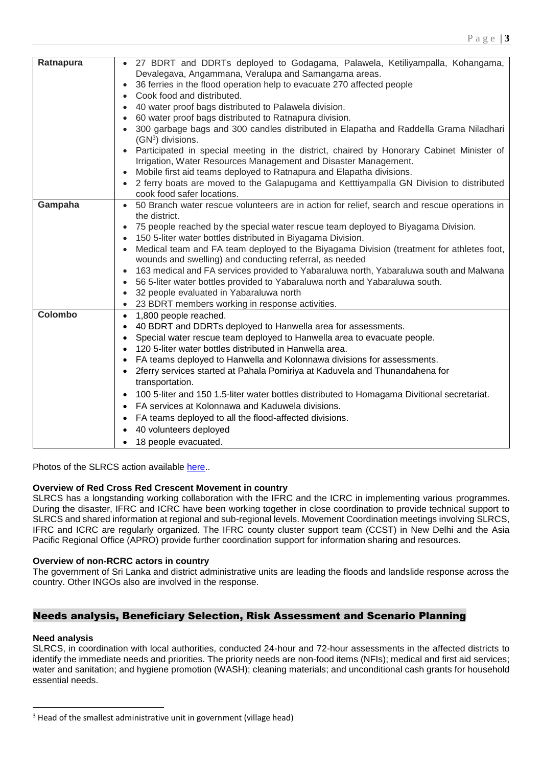| | |
|---|---|
| **Ratnapura** | • 27 BDRT and DDRTs deployed to Godagama, Palawela, Ketiliyampalla, Kohangama, Devalegava, Angammana, Veralupa and Samangama areas.<br>• 36 ferries in the flood operation help to evacuate 270 affected people<br>• Cook food and distributed.<br>• 40 water proof bags distributed to Palawela division.<br>• 60 water proof bags distributed to Ratnapura division.<br>• 300 garbage bags and 300 candles distributed in Elapatha and Raddella Grama Niladhari (GN[3]) divisions.<br>• Participated in special meeting in the district, chaired by Honorary Cabinet Minister of Irrigation, Water Resources Management and Disaster Management.<br>• Mobile first aid teams deployed to Ratnapura and Elapatha divisions.<br>• 2 ferry boats are moved to the Galapugama and Ketttiyampalla GN Division to distributed cook food safer locations. |
| **Gampaha** | • 50 Branch water rescue volunteers are in action for relief, search and rescue operations in the district.<br>• 75 people reached by the special water rescue team deployed to Biyagama Division.<br>• 150 5-liter water bottles distributed in Biyagama Division.<br>• Medical team and FA team deployed to the Biyagama Division (treatment for athletes foot, wounds and swelling) and conducting referral, as needed<br>• 163 medical and FA services provided to Yabaraluwa north, Yabaraluwa south and Malwana<br>• 56 5-liter water bottles provided to Yabaraluwa north and Yabaraluwa south.<br>• 32 people evaluated in Yabaraluwa north<br>• 23 BDRT members working in response activities. |
| **Colombo** | • 1,800 people reached.<br>• 40 BDRT and DDRTs deployed to Hanwella area for assessments.<br>• Special water rescue team deployed to Hanwella area to evacuate people.<br>• 120 5-liter water bottles distributed in Hanwella area.<br>• FA teams deployed to Hanwella and Kolonnawa divisions for assessments.<br>• 2ferry services started at Pahala Pomiriya at Kaduvela and Thunandahena for transportation.<br>• 100 5-liter and 150 1.5-liter water bottles distributed to Homagama Divitional secretariat.<br>• FA services at Kolonnawa and Kaduwela divisions.<br>• FA teams deployed to all the flood-affected divisions.<br>• 40 volunteers deployed<br>• 18 people evacuated. |

Photos of the SLRCS action available here..

**Overview of Red Cross Red Crescent Movement in country**

SLRCS has a longstanding working collaboration with the IFRC and the ICRC in implementing various programmes. During the disaster, IFRC and ICRC have been working together in close coordination to provide technical support to SLRCS and shared information at regional and sub-regional levels. Movement Coordination meetings involving SLRCS, IFRC and ICRC are regularly organized. The IFRC county cluster support team (CCST) in New Delhi and the Asia Pacific Regional Office (APRO) provide further coordination support for information sharing and resources.

**Overview of non-RCRC actors in country**

The government of Sri Lanka and district administrative units are leading the floods and landslide response across the country. Other INGOs also are involved in the response.

## Needs analysis, Beneficiary Selection, Risk Assessment and Scenario Planning

**Need analysis**

SLRCS, in coordination with local authorities, conducted 24-hour and 72-hour assessments in the affected districts to identify the immediate needs and priorities. The priority needs are non-food items (NFIs); medical and first aid services; water and sanitation; and hygiene promotion (WASH); cleaning materials; and unconditional cash grants for household essential needs.

[3] Head of the smallest administrative unit in government (village head)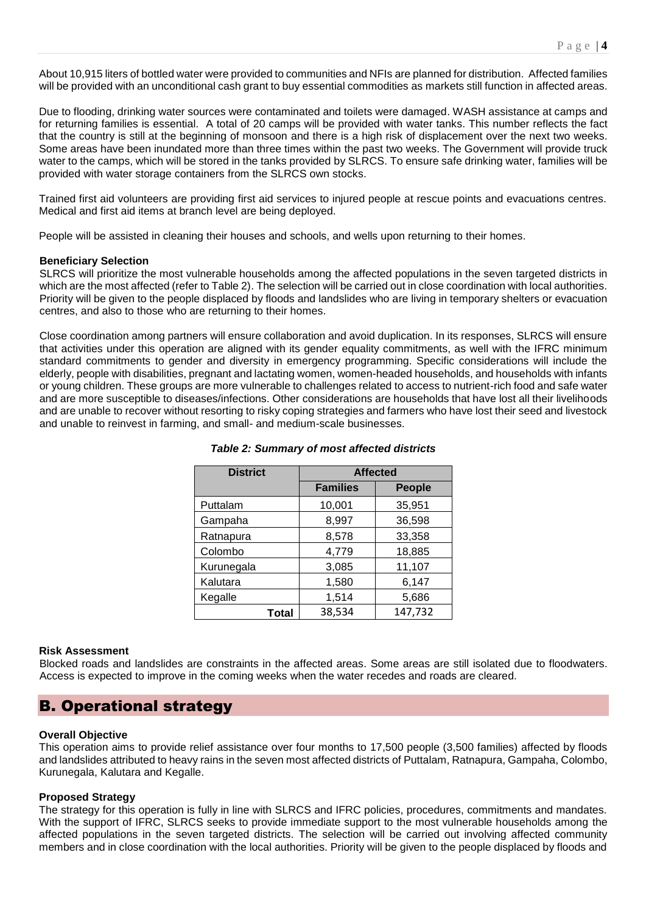About 10,915 liters of bottled water were provided to communities and NFIs are planned for distribution. Affected families will be provided with an unconditional cash grant to buy essential commodities as markets still function in affected areas.

Due to flooding, drinking water sources were contaminated and toilets were damaged. WASH assistance at camps and for returning families is essential. A total of 20 camps will be provided with water tanks. This number reflects the fact that the country is still at the beginning of monsoon and there is a high risk of displacement over the next two weeks. Some areas have been inundated more than three times within the past two weeks. The Government will provide truck water to the camps, which will be stored in the tanks provided by SLRCS. To ensure safe drinking water, families will be provided with water storage containers from the SLRCS own stocks.

Trained first aid volunteers are providing first aid services to injured people at rescue points and evacuations centres. Medical and first aid items at branch level are being deployed.

People will be assisted in cleaning their houses and schools, and wells upon returning to their homes.

**Beneficiary Selection**

SLRCS will prioritize the most vulnerable households among the affected populations in the seven targeted districts in which are the most affected (refer to Table 2). The selection will be carried out in close coordination with local authorities. Priority will be given to the people displaced by floods and landslides who are living in temporary shelters or evacuation centres, and also to those who are returning to their homes.

Close coordination among partners will ensure collaboration and avoid duplication. In its responses, SLRCS will ensure that activities under this operation are aligned with its gender equality commitments, as well with the IFRC minimum standard commitments to gender and diversity in emergency programming. Specific considerations will include the elderly, people with disabilities, pregnant and lactating women, women-headed households, and households with infants or young children. These groups are more vulnerable to challenges related to access to nutrient-rich food and safe water and are more susceptible to diseases/infections. Other considerations are households that have lost all their livelihoods and are unable to recover without resorting to risky coping strategies and farmers who have lost their seed and livestock and unable to reinvest in farming, and small- and medium-scale businesses.

***Table 2: Summary of most affected districts***

| District | Affected | |
|---|---|---|
| | Families | People |
| Puttalam | 10,001 | 35,951 |
| Gampaha | 8,997 | 36,598 |
| Ratnapura | 8,578 | 33,358 |
| Colombo | 4,779 | 18,885 |
| Kurunegala | 3,085 | 11,107 |
| Kalutara | 1,580 | 6,147 |
| Kegalle | 1,514 | 5,686 |
| **Total** | 38,534 | 147,732 |

**Risk Assessment**

Blocked roads and landslides are constraints in the affected areas. Some areas are still isolated due to floodwaters. Access is expected to improve in the coming weeks when the water recedes and roads are cleared.

## B. Operational strategy

**Overall Objective**

This operation aims to provide relief assistance over four months to 17,500 people (3,500 families) affected by floods and landslides attributed to heavy rains in the seven most affected districts of Puttalam, Ratnapura, Gampaha, Colombo, Kurunegala, Kalutara and Kegalle.

**Proposed Strategy**

The strategy for this operation is fully in line with SLRCS and IFRC policies, procedures, commitments and mandates. With the support of IFRC, SLRCS seeks to provide immediate support to the most vulnerable households among the affected populations in the seven targeted districts. The selection will be carried out involving affected community members and in close coordination with the local authorities. Priority will be given to the people displaced by floods and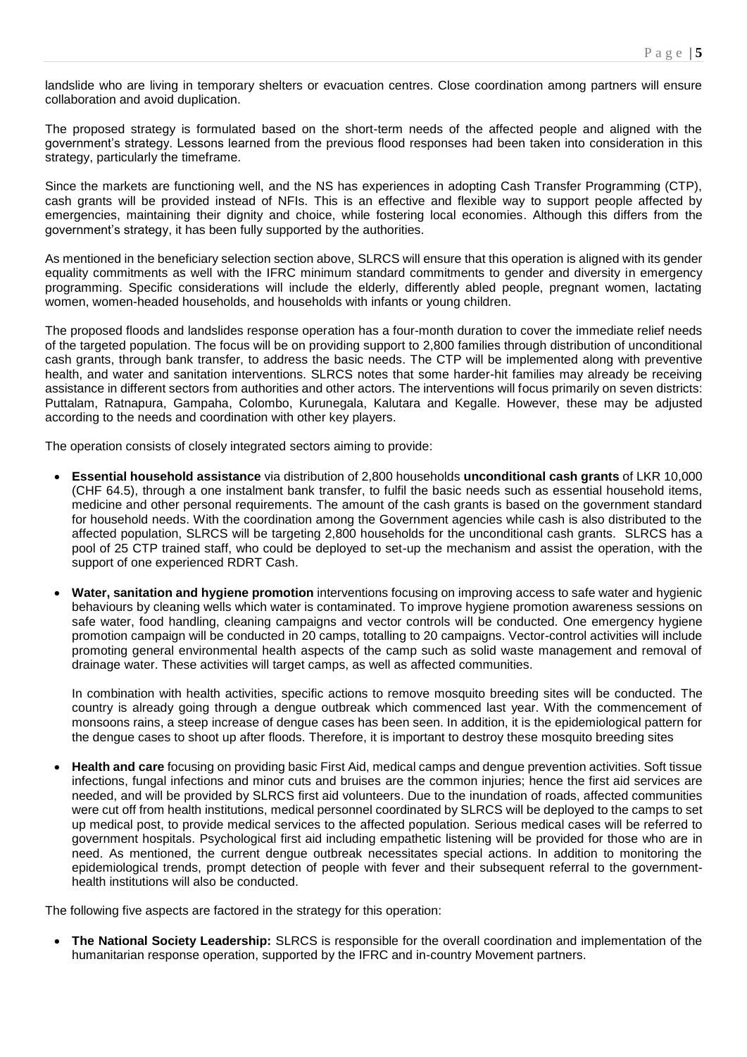landslide who are living in temporary shelters or evacuation centres. Close coordination among partners will ensure collaboration and avoid duplication.

The proposed strategy is formulated based on the short-term needs of the affected people and aligned with the government's strategy. Lessons learned from the previous flood responses had been taken into consideration in this strategy, particularly the timeframe.

Since the markets are functioning well, and the NS has experiences in adopting Cash Transfer Programming (CTP), cash grants will be provided instead of NFIs. This is an effective and flexible way to support people affected by emergencies, maintaining their dignity and choice, while fostering local economies. Although this differs from the government's strategy, it has been fully supported by the authorities.

As mentioned in the beneficiary selection section above, SLRCS will ensure that this operation is aligned with its gender equality commitments as well with the IFRC minimum standard commitments to gender and diversity in emergency programming. Specific considerations will include the elderly, differently abled people, pregnant women, lactating women, women-headed households, and households with infants or young children.

The proposed floods and landslides response operation has a four-month duration to cover the immediate relief needs of the targeted population. The focus will be on providing support to 2,800 families through distribution of unconditional cash grants, through bank transfer, to address the basic needs. The CTP will be implemented along with preventive health, and water and sanitation interventions. SLRCS notes that some harder-hit families may already be receiving assistance in different sectors from authorities and other actors. The interventions will focus primarily on seven districts: Puttalam, Ratnapura, Gampaha, Colombo, Kurunegala, Kalutara and Kegalle. However, these may be adjusted according to the needs and coordination with other key players.

The operation consists of closely integrated sectors aiming to provide:

- **Essential household assistance** via distribution of 2,800 households **unconditional cash grants** of LKR 10,000 (CHF 64.5), through a one instalment bank transfer, to fulfil the basic needs such as essential household items, medicine and other personal requirements. The amount of the cash grants is based on the government standard for household needs. With the coordination among the Government agencies while cash is also distributed to the affected population, SLRCS will be targeting 2,800 households for the unconditional cash grants. SLRCS has a pool of 25 CTP trained staff, who could be deployed to set-up the mechanism and assist the operation, with the support of one experienced RDRT Cash.
- **Water, sanitation and hygiene promotion** interventions focusing on improving access to safe water and hygienic behaviours by cleaning wells which water is contaminated. To improve hygiene promotion awareness sessions on safe water, food handling, cleaning campaigns and vector controls will be conducted. One emergency hygiene promotion campaign will be conducted in 20 camps, totalling to 20 campaigns. Vector-control activities will include promoting general environmental health aspects of the camp such as solid waste management and removal of drainage water. These activities will target camps, as well as affected communities.

  In combination with health activities, specific actions to remove mosquito breeding sites will be conducted. The country is already going through a dengue outbreak which commenced last year. With the commencement of monsoons rains, a steep increase of dengue cases has been seen. In addition, it is the epidemiological pattern for the dengue cases to shoot up after floods. Therefore, it is important to destroy these mosquito breeding sites
- **Health and care** focusing on providing basic First Aid, medical camps and dengue prevention activities. Soft tissue infections, fungal infections and minor cuts and bruises are the common injuries; hence the first aid services are needed, and will be provided by SLRCS first aid volunteers. Due to the inundation of roads, affected communities were cut off from health institutions, medical personnel coordinated by SLRCS will be deployed to the camps to set up medical post, to provide medical services to the affected population. Serious medical cases will be referred to government hospitals. Psychological first aid including empathetic listening will be provided for those who are in need. As mentioned, the current dengue outbreak necessitates special actions. In addition to monitoring the epidemiological trends, prompt detection of people with fever and their subsequent referral to the government-health institutions will also be conducted.

The following five aspects are factored in the strategy for this operation:

- **The National Society Leadership:** SLRCS is responsible for the overall coordination and implementation of the humanitarian response operation, supported by the IFRC and in-country Movement partners.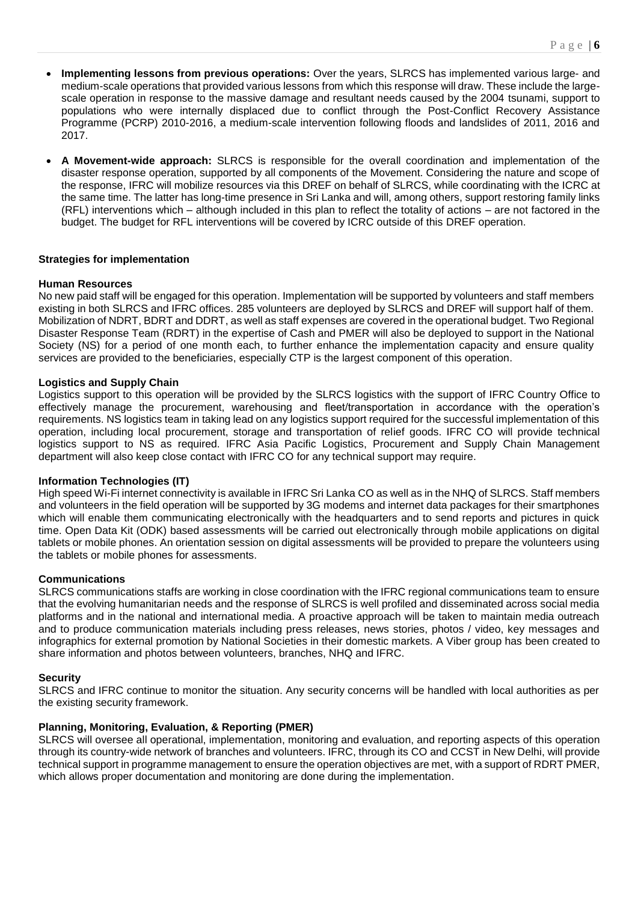- **Implementing lessons from previous operations:** Over the years, SLRCS has implemented various large- and medium-scale operations that provided various lessons from which this response will draw. These include the large-scale operation in response to the massive damage and resultant needs caused by the 2004 tsunami, support to populations who were internally displaced due to conflict through the Post-Conflict Recovery Assistance Programme (PCRP) 2010-2016, a medium-scale intervention following floods and landslides of 2011, 2016 and 2017.

- **A Movement-wide approach:** SLRCS is responsible for the overall coordination and implementation of the disaster response operation, supported by all components of the Movement. Considering the nature and scope of the response, IFRC will mobilize resources via this DREF on behalf of SLRCS, while coordinating with the ICRC at the same time. The latter has long-time presence in Sri Lanka and will, among others, support restoring family links (RFL) interventions which – although included in this plan to reflect the totality of actions – are not factored in the budget. The budget for RFL interventions will be covered by ICRC outside of this DREF operation.

### Strategies for implementation

#### Human Resources

No new paid staff will be engaged for this operation. Implementation will be supported by volunteers and staff members existing in both SLRCS and IFRC offices. 285 volunteers are deployed by SLRCS and DREF will support half of them. Mobilization of NDRT, BDRT and DDRT, as well as staff expenses are covered in the operational budget. Two Regional Disaster Response Team (RDRT) in the expertise of Cash and PMER will also be deployed to support in the National Society (NS) for a period of one month each, to further enhance the implementation capacity and ensure quality services are provided to the beneficiaries, especially CTP is the largest component of this operation.

#### Logistics and Supply Chain

Logistics support to this operation will be provided by the SLRCS logistics with the support of IFRC Country Office to effectively manage the procurement, warehousing and fleet/transportation in accordance with the operation's requirements. NS logistics team in taking lead on any logistics support required for the successful implementation of this operation, including local procurement, storage and transportation of relief goods. IFRC CO will provide technical logistics support to NS as required. IFRC Asia Pacific Logistics, Procurement and Supply Chain Management department will also keep close contact with IFRC CO for any technical support may require.

#### Information Technologies (IT)

High speed Wi-Fi internet connectivity is available in IFRC Sri Lanka CO as well as in the NHQ of SLRCS. Staff members and volunteers in the field operation will be supported by 3G modems and internet data packages for their smartphones which will enable them communicating electronically with the headquarters and to send reports and pictures in quick time. Open Data Kit (ODK) based assessments will be carried out electronically through mobile applications on digital tablets or mobile phones. An orientation session on digital assessments will be provided to prepare the volunteers using the tablets or mobile phones for assessments.

#### Communications

SLRCS communications staffs are working in close coordination with the IFRC regional communications team to ensure that the evolving humanitarian needs and the response of SLRCS is well profiled and disseminated across social media platforms and in the national and international media. A proactive approach will be taken to maintain media outreach and to produce communication materials including press releases, news stories, photos / video, key messages and infographics for external promotion by National Societies in their domestic markets. A Viber group has been created to share information and photos between volunteers, branches, NHQ and IFRC.

#### Security

SLRCS and IFRC continue to monitor the situation. Any security concerns will be handled with local authorities as per the existing security framework.

#### Planning, Monitoring, Evaluation, & Reporting (PMER)

SLRCS will oversee all operational, implementation, monitoring and evaluation, and reporting aspects of this operation through its country-wide network of branches and volunteers. IFRC, through its CO and CCST in New Delhi, will provide technical support in programme management to ensure the operation objectives are met, with a support of RDRT PMER, which allows proper documentation and monitoring are done during the implementation.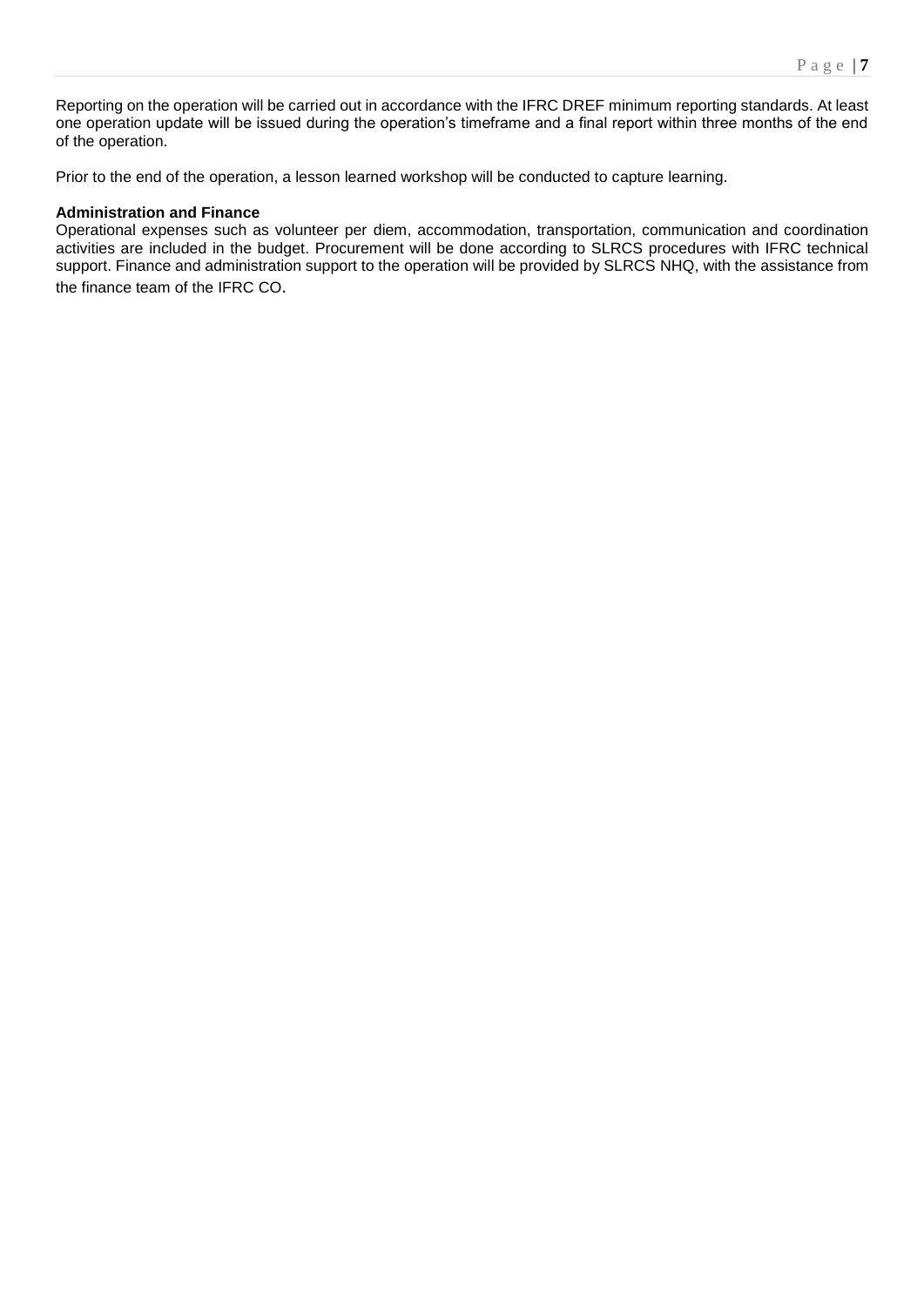Reporting on the operation will be carried out in accordance with the IFRC DREF minimum reporting standards. At least one operation update will be issued during the operation's timeframe and a final report within three months of the end of the operation.

Prior to the end of the operation, a lesson learned workshop will be conducted to capture learning.

**Administration and Finance**

Operational expenses such as volunteer per diem, accommodation, transportation, communication and coordination activities are included in the budget. Procurement will be done according to SLRCS procedures with IFRC technical support. Finance and administration support to the operation will be provided by SLRCS NHQ, with the assistance from the finance team of the IFRC CO.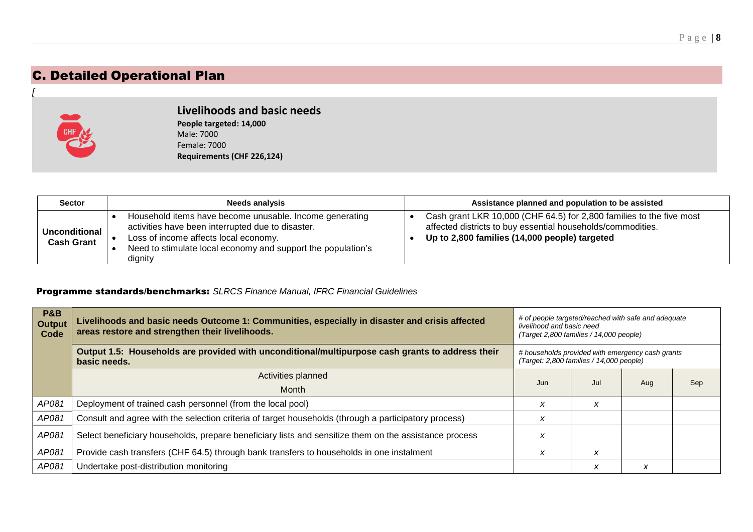## C. Detailed Operational Plan

[

### Livelihoods and basic needs

**People targeted: 14,000**
Male: 7000
Female: 7000
**Requirements (CHF 226,124)**

| Sector | Needs analysis | Assistance planned and population to be assisted |
|---|---|---|
| **Unconditional Cash Grant** | • Household items have become unusable. Income generating activities have been interrupted due to disaster.<br>• Loss of income affects local economy.<br>• Need to stimulate local economy and support the population's dignity | • Cash grant LKR 10,000 (CHF 64.5) for 2,800 families to the five most affected districts to buy essential households/commodities.<br>• **Up to 2,800 families (14,000 people) targeted** |

**Programme standards/benchmarks:** *SLRCS Finance Manual, IFRC Financial Guidelines*

| P&B Output Code | **Livelihoods and basic needs Outcome 1: Communities, especially in disaster and crisis affected areas restore and strengthen their livelihoods.** | *# of people targeted/reached with safe and adequate livelihood and basic need (Target 2,800 families / 14,000 people)* | | | |
|---|---|---|---|---|---|
| | **Output 1.5: Households are provided with unconditional/multipurpose cash grants to address their basic needs.** | *# households provided with emergency cash grants (Target: 2,800 families / 14,000 people)* | | | |
| | Activities planned<br>Month | Jun | Jul | Aug | Sep |
| *AP081* | Deployment of trained cash personnel (from the local pool) | *x* | *x* | | |
| *AP081* | Consult and agree with the selection criteria of target households (through a participatory process) | *x* | | | |
| *AP081* | Select beneficiary households, prepare beneficiary lists and sensitize them on the assistance process | *x* | | | |
| *AP081* | Provide cash transfers (CHF 64.5) through bank transfers to households in one instalment | *x* | *x* | | |
| *AP081* | Undertake post-distribution monitoring | | *x* | *x* | |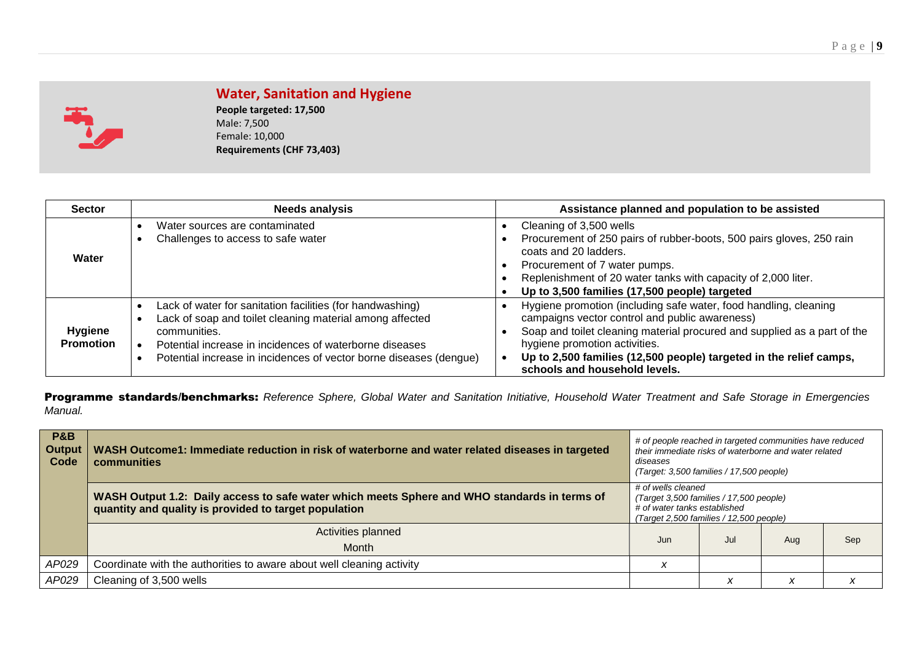## Water, Sanitation and Hygiene

**People targeted: 17,500**
Male: 7,500
Female: 10,000
**Requirements (CHF 73,403)**

| Sector | Needs analysis | Assistance planned and population to be assisted |
|---|---|---|
| **Water** | • Water sources are contaminated<br>• Challenges to access to safe water | • Cleaning of 3,500 wells<br>• Procurement of 250 pairs of rubber-boots, 500 pairs gloves, 250 rain coats and 20 ladders.<br>• Procurement of 7 water pumps.<br>• Replenishment of 20 water tanks with capacity of 2,000 liter.<br>• **Up to 3,500 families (17,500 people) targeted** |
| **Hygiene Promotion** | • Lack of water for sanitation facilities (for handwashing)<br>• Lack of soap and toilet cleaning material among affected communities.<br>• Potential increase in incidences of waterborne diseases<br>• Potential increase in incidences of vector borne diseases (dengue) | • Hygiene promotion (including safe water, food handling, cleaning campaigns vector control and public awareness)<br>• Soap and toilet cleaning material procured and supplied as a part of the hygiene promotion activities.<br>• **Up to 2,500 families (12,500 people) targeted in the relief camps, schools and household levels.** |

**Programme standards/benchmarks:** *Reference Sphere, Global Water and Sanitation Initiative, Household Water Treatment and Safe Storage in Emergencies Manual.*

| P&B Output Code | WASH Outcome1: Immediate reduction in risk of waterborne and water related diseases in targeted communities | *# of people reached in targeted communities have reduced their immediate risks of waterborne and water related diseases (Target: 3,500 families / 17,500 people)* | | | |
|---|---|---|---|---|---|
| | **WASH Output 1.2: Daily access to safe water which meets Sphere and WHO standards in terms of quantity and quality is provided to target population** | *# of wells cleaned (Target 3,500 families / 17,500 people) # of water tanks established (Target 2,500 families / 12,500 people)* | | | |
| | Activities planned Month | Jun | Jul | Aug | Sep |
| *AP029* | Coordinate with the authorities to aware about well cleaning activity | *x* | | | |
| *AP029* | Cleaning of 3,500 wells | | *x* | *x* | *x* |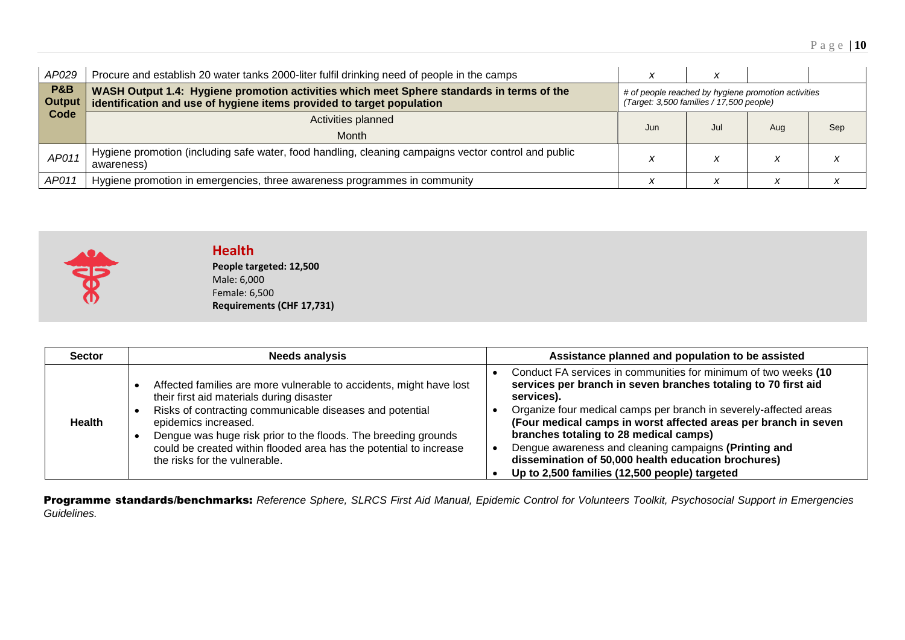| | | | | | |
|---|---|---|---|---|---|
| AP029 | Procure and establish 20 water tanks 2000-liter fulfil drinking need of people in the camps | x | x | | |
| **P&B Output Code** | **WASH Output 1.4: Hygiene promotion activities which meet Sphere standards in terms of the identification and use of hygiene items provided to target population** | *# of people reached by hygiene promotion activities (Target: 3,500 families / 17,500 people)* | | | |
| | Activities planned Month | Jun | Jul | Aug | Sep |
| AP011 | Hygiene promotion (including safe water, food handling, cleaning campaigns vector control and public awareness) | x | x | x | x |
| AP011 | Hygiene promotion in emergencies, three awareness programmes in community | x | x | x | x |

## Health

**People targeted: 12,500**
Male: 6,000
Female: 6,500
**Requirements (CHF 17,731)**

| Sector | Needs analysis | Assistance planned and population to be assisted |
|---|---|---|
| **Health** | • Affected families are more vulnerable to accidents, might have lost their first aid materials during disaster<br>• Risks of contracting communicable diseases and potential epidemics increased.<br>• Dengue was huge risk prior to the floods. The breeding grounds could be created within flooded area has the potential to increase the risks for the vulnerable. | • Conduct FA services in communities for minimum of two weeks **(10 services per branch in seven branches totaling to 70 first aid services).**<br>• Organize four medical camps per branch in severely-affected areas **(Four medical camps in worst affected areas per branch in seven branches totaling to 28 medical camps)**<br>• Dengue awareness and cleaning campaigns **(Printing and dissemination of 50,000 health education brochures)**<br>• **Up to 2,500 families (12,500 people) targeted** |

**Programme standards/benchmarks:** *Reference Sphere, SLRCS First Aid Manual, Epidemic Control for Volunteers Toolkit, Psychosocial Support in Emergencies Guidelines.*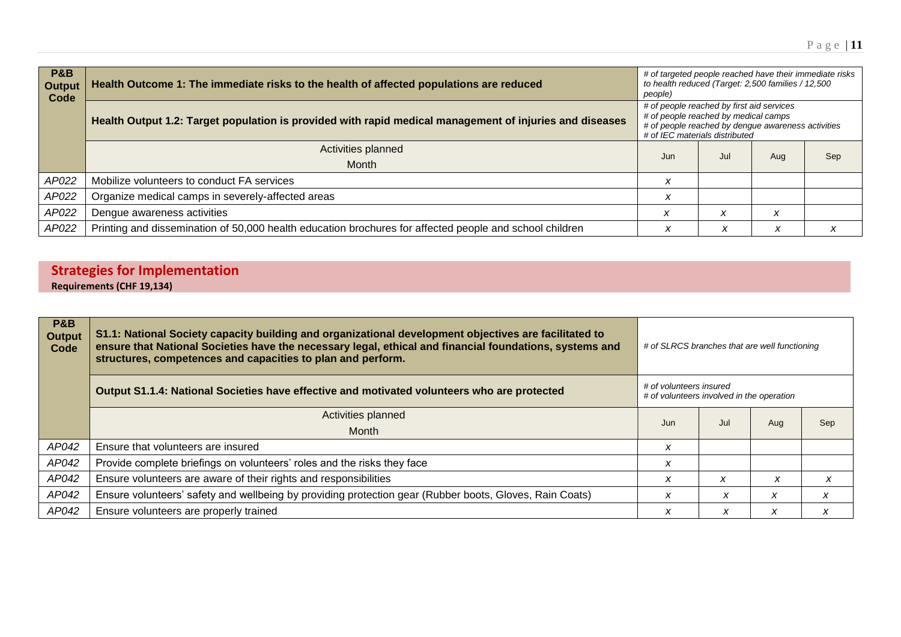| P&B Output Code | Health Outcome 1: The immediate risks to the health of affected populations are reduced | *# of targeted people reached have their immediate risks to health reduced (Target: 2,500 families / 12,500 people)* | | | |
|---|---|---|---|---|---|
| | **Health Output 1.2: Target population is provided with rapid medical management of injuries and diseases** | *# of people reached by first aid services # of people reached by medical camps # of people reached by dengue awareness activities # of IEC materials distributed* | | | |
| | Activities planned Month | Jun | Jul | Aug | Sep |
| *AP022* | Mobilize volunteers to conduct FA services | *x* | | | |
| *AP022* | Organize medical camps in severely-affected areas | *x* | | | |
| *AP022* | Dengue awareness activities | *x* | *x* | *x* | |
| *AP022* | Printing and dissemination of 50,000 health education brochures for affected people and school children | *x* | *x* | *x* | *x* |

## Strategies for Implementation

**Requirements (CHF 19,134)**

| P&B Output Code | S1.1: National Society capacity building and organizational development objectives are facilitated to ensure that National Societies have the necessary legal, ethical and financial foundations, systems and structures, competences and capacities to plan and perform. | *# of SLRCS branches that are well functioning* | | | |
|---|---|---|---|---|---|
| | **Output S1.1.4: National Societies have effective and motivated volunteers who are protected** | *# of volunteers insured # of volunteers involved in the operation* | | | |
| | Activities planned Month | Jun | Jul | Aug | Sep |
| *AP042* | Ensure that volunteers are insured | *x* | | | |
| *AP042* | Provide complete briefings on volunteers' roles and the risks they face | *x* | | | |
| *AP042* | Ensure volunteers are aware of their rights and responsibilities | *x* | *x* | *x* | *x* |
| *AP042* | Ensure volunteers' safety and wellbeing by providing protection gear (Rubber boots, Gloves, Rain Coats) | *x* | *x* | *x* | *x* |
| *AP042* | Ensure volunteers are properly trained | *x* | *x* | *x* | *x* |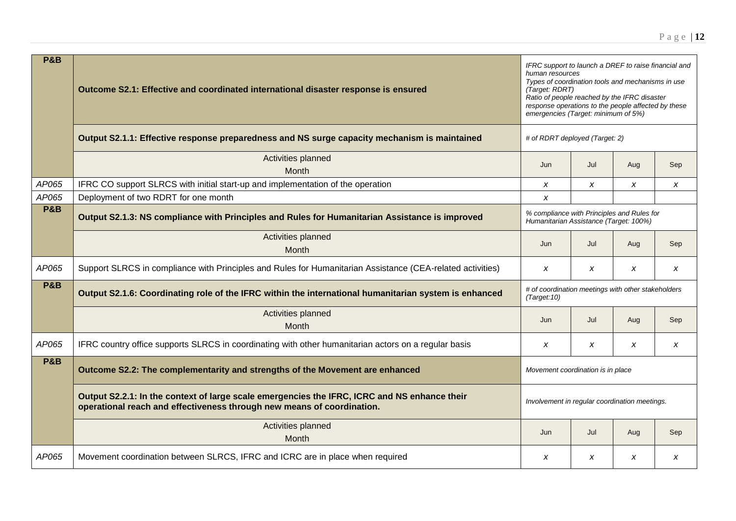| | | | | | |
|---|---|---|---|---|---|
| **P&B** | **Outcome S2.1: Effective and coordinated international disaster response is ensured** | *IFRC support to launch a DREF to raise financial and human resources*<br>*Types of coordination tools and mechanisms in use (Target: RDRT)*<br>*Ratio of people reached by the IFRC disaster response operations to the people affected by these emergencies (Target: minimum of 5%)* | | | |
| | **Output S2.1.1: Effective response preparedness and NS surge capacity mechanism is maintained** | *# of RDRT deployed (Target: 2)* | | | |
| | Activities planned<br>Month | Jun | Jul | Aug | Sep |
| *AP065* | IFRC CO support SLRCS with initial start-up and implementation of the operation | *x* | *x* | *x* | *x* |
| *AP065* | Deployment of two RDRT for one month | *x* | | | |
| **P&B** | **Output S2.1.3: NS compliance with Principles and Rules for Humanitarian Assistance is improved** | *% compliance with Principles and Rules for Humanitarian Assistance (Target: 100%)* | | | |
| | Activities planned<br>Month | Jun | Jul | Aug | Sep |
| *AP065* | Support SLRCS in compliance with Principles and Rules for Humanitarian Assistance (CEA-related activities) | *x* | *x* | *x* | *x* |
| **P&B** | **Output S2.1.6: Coordinating role of the IFRC within the international humanitarian system is enhanced** | *# of coordination meetings with other stakeholders (Target:10)* | | | |
| | Activities planned<br>Month | Jun | Jul | Aug | Sep |
| *AP065* | IFRC country office supports SLRCS in coordinating with other humanitarian actors on a regular basis | *x* | *x* | *x* | *x* |
| **P&B** | **Outcome S2.2: The complementarity and strengths of the Movement are enhanced** | *Movement coordination is in place* | | | |
| | **Output S2.2.1: In the context of large scale emergencies the IFRC, ICRC and NS enhance their operational reach and effectiveness through new means of coordination.** | *Involvement in regular coordination meetings.* | | | |
| | Activities planned<br>Month | Jun | Jul | Aug | Sep |
| *AP065* | Movement coordination between SLRCS, IFRC and ICRC are in place when required | *x* | *x* | *x* | *x* |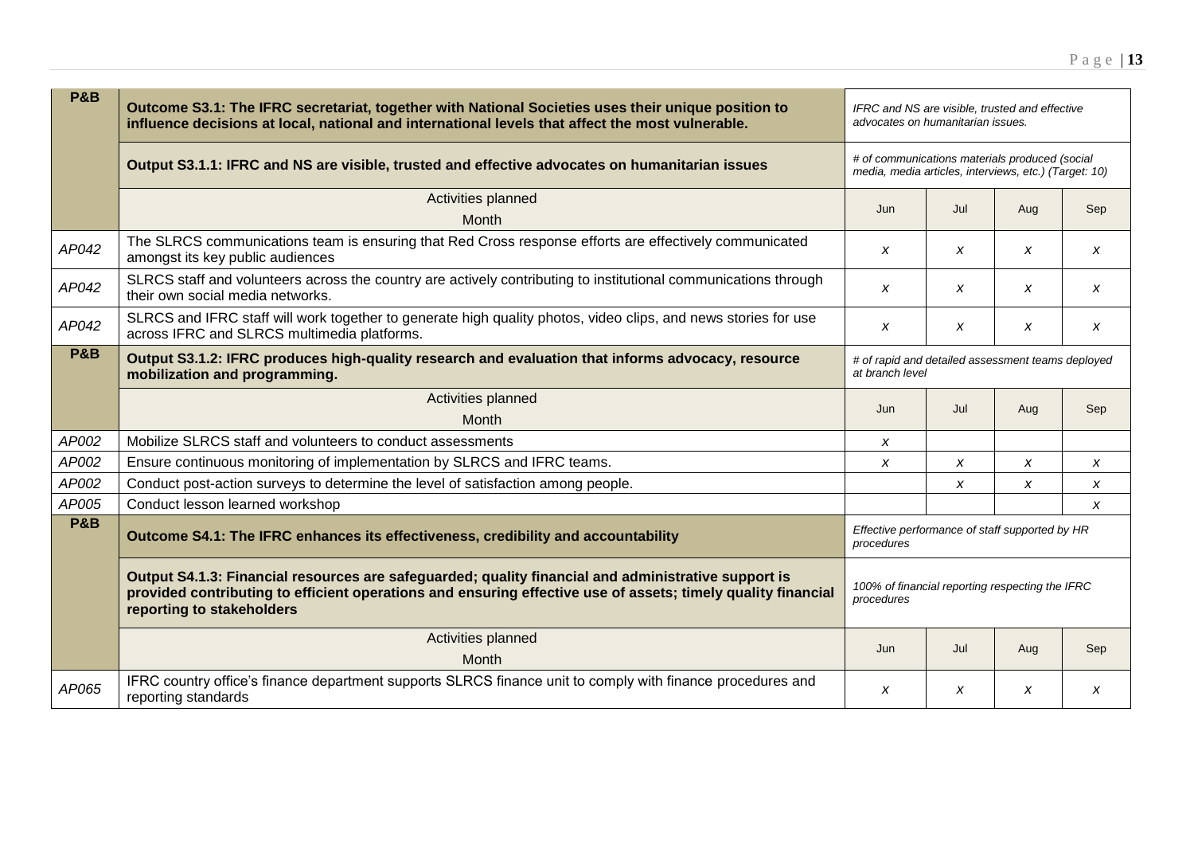| | | | | | |
|---|---|---|---|---|---|
| **P&B** | **Outcome S3.1: The IFRC secretariat, together with National Societies uses their unique position to influence decisions at local, national and international levels that affect the most vulnerable.** | *IFRC and NS are visible, trusted and effective advocates on humanitarian issues.* | | | |
| | **Output S3.1.1: IFRC and NS are visible, trusted and effective advocates on humanitarian issues** | *# of communications materials produced (social media, media articles, interviews, etc.) (Target: 10)* | | | |
| | Activities planned<br>Month | Jun | Jul | Aug | Sep |
| *AP042* | The SLRCS communications team is ensuring that Red Cross response efforts are effectively communicated amongst its key public audiences | *x* | *x* | *x* | *x* |
| *AP042* | SLRCS staff and volunteers across the country are actively contributing to institutional communications through their own social media networks. | *x* | *x* | *x* | *x* |
| *AP042* | SLRCS and IFRC staff will work together to generate high quality photos, video clips, and news stories for use across IFRC and SLRCS multimedia platforms. | *x* | *x* | *x* | *x* |
| **P&B** | **Output S3.1.2: IFRC produces high-quality research and evaluation that informs advocacy, resource mobilization and programming.** | *# of rapid and detailed assessment teams deployed at branch level* | | | |
| | Activities planned<br>Month | Jun | Jul | Aug | Sep |
| *AP002* | Mobilize SLRCS staff and volunteers to conduct assessments | *x* | | | |
| *AP002* | Ensure continuous monitoring of implementation by SLRCS and IFRC teams. | *x* | *x* | *x* | *x* |
| *AP002* | Conduct post-action surveys to determine the level of satisfaction among people. | | *x* | *x* | *x* |
| *AP005* | Conduct lesson learned workshop | | | | *x* |
| **P&B** | **Outcome S4.1: The IFRC enhances its effectiveness, credibility and accountability** | *Effective performance of staff supported by HR procedures* | | | |
| | **Output S4.1.3: Financial resources are safeguarded; quality financial and administrative support is provided contributing to efficient operations and ensuring effective use of assets; timely quality financial reporting to stakeholders** | *100% of financial reporting respecting the IFRC procedures* | | | |
| | Activities planned<br>Month | Jun | Jul | Aug | Sep |
| *AP065* | IFRC country office's finance department supports SLRCS finance unit to comply with finance procedures and reporting standards | *x* | *x* | *x* | *x* |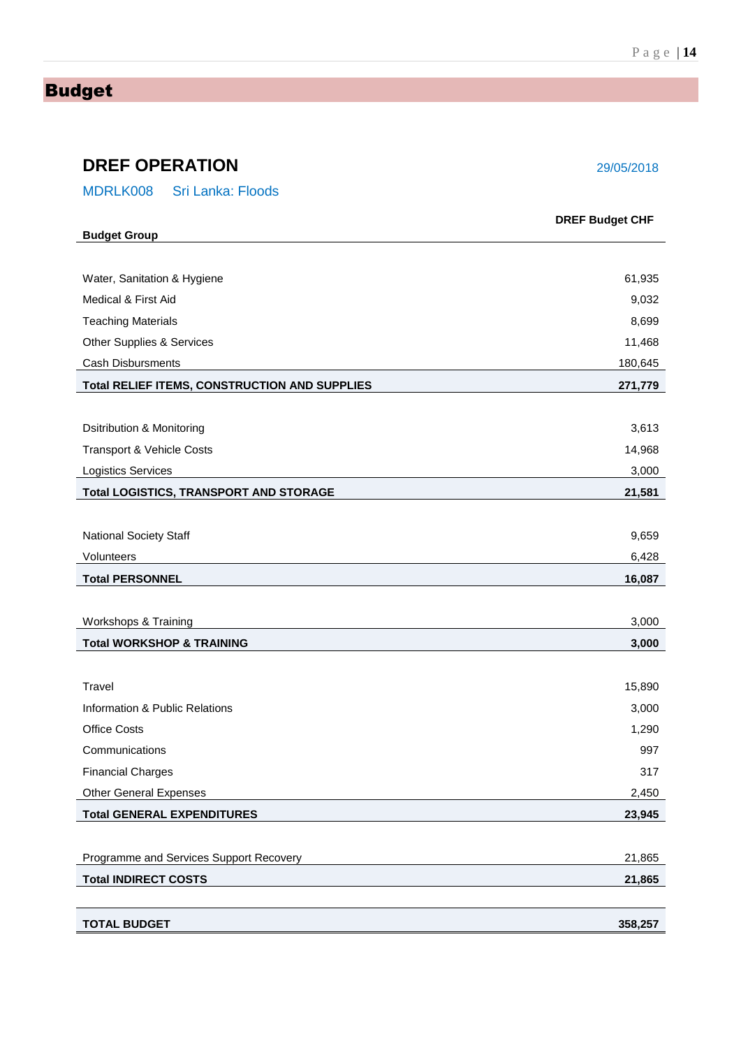# Budget

## DREF OPERATION

29/05/2018

MDRLK008 Sri Lanka: Floods

| Budget Group | DREF Budget CHF |
|---|---|
| Water, Sanitation & Hygiene | 61,935 |
| Medical & First Aid | 9,032 |
| Teaching Materials | 8,699 |
| Other Supplies & Services | 11,468 |
| Cash Disbursments | 180,645 |
| **Total RELIEF ITEMS, CONSTRUCTION AND SUPPLIES** | **271,779** |
| Dsitribution & Monitoring | 3,613 |
| Transport & Vehicle Costs | 14,968 |
| Logistics Services | 3,000 |
| **Total LOGISTICS, TRANSPORT AND STORAGE** | **21,581** |
| National Society Staff | 9,659 |
| Volunteers | 6,428 |
| **Total PERSONNEL** | **16,087** |
| Workshops & Training | 3,000 |
| **Total WORKSHOP & TRAINING** | **3,000** |
| Travel | 15,890 |
| Information & Public Relations | 3,000 |
| Office Costs | 1,290 |
| Communications | 997 |
| Financial Charges | 317 |
| Other General Expenses | 2,450 |
| **Total GENERAL EXPENDITURES** | **23,945** |
| Programme and Services Support Recovery | 21,865 |
| **Total INDIRECT COSTS** | **21,865** |
| **TOTAL BUDGET** | **358,257** |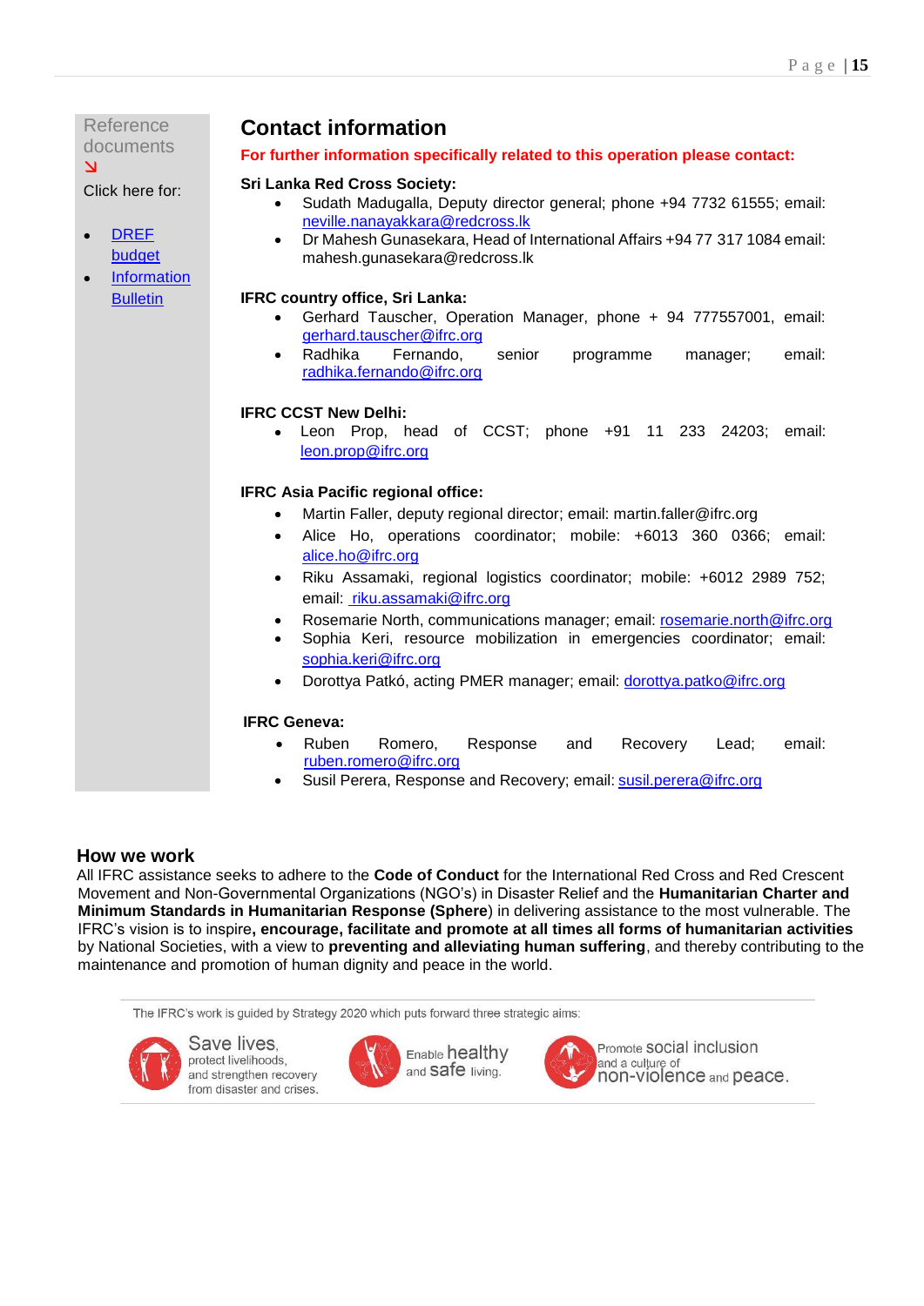Reference documents
↘

Click here for:

- DREF budget
- Information Bulletin

## Contact information

**For further information specifically related to this operation please contact:**

**Sri Lanka Red Cross Society:**

- Sudath Madugalla, Deputy director general; phone +94 7732 61555; email: neville.nanayakkara@redcross.lk
- Dr Mahesh Gunasekara, Head of International Affairs +94 77 317 1084 email: mahesh.gunasekara@redcross.lk

**IFRC country office, Sri Lanka:**

- Gerhard Tauscher, Operation Manager, phone + 94 777557001, email: gerhard.tauscher@ifrc.org
- Radhika Fernando, senior programme manager; email: radhika.fernando@ifrc.org

**IFRC CCST New Delhi:**

- Leon Prop, head of CCST; phone +91 11 233 24203; email: leon.prop@ifrc.org

**IFRC Asia Pacific regional office:**

- Martin Faller, deputy regional director; email: martin.faller@ifrc.org
- Alice Ho, operations coordinator; mobile: +6013 360 0366; email: alice.ho@ifrc.org
- Riku Assamaki, regional logistics coordinator; mobile: +6012 2989 752; email: riku.assamaki@ifrc.org
- Rosemarie North, communications manager; email: rosemarie.north@ifrc.org
- Sophia Keri, resource mobilization in emergencies coordinator; email: sophia.keri@ifrc.org
- Dorottya Patkó, acting PMER manager; email: dorottya.patko@ifrc.org

**IFRC Geneva:**

- Ruben Romero, Response and Recovery Lead; email: ruben.romero@ifrc.org
- Susil Perera, Response and Recovery; email: susil.perera@ifrc.org

## How we work

All IFRC assistance seeks to adhere to the **Code of Conduct** for the International Red Cross and Red Crescent Movement and Non-Governmental Organizations (NGO's) in Disaster Relief and the **Humanitarian Charter and Minimum Standards in Humanitarian Response (Sphere**) in delivering assistance to the most vulnerable. The IFRC's vision is to inspire**, encourage, facilitate and promote at all times all forms of humanitarian activities** by National Societies, with a view to **preventing and alleviating human suffering**, and thereby contributing to the maintenance and promotion of human dignity and peace in the world.

The IFRC's work is guided by Strategy 2020 which puts forward three strategic aims:

Save lives, protect livelihoods, and strengthen recovery from disaster and crises.

Enable healthy and safe living.

Promote social inclusion and a culture of non-violence and peace.